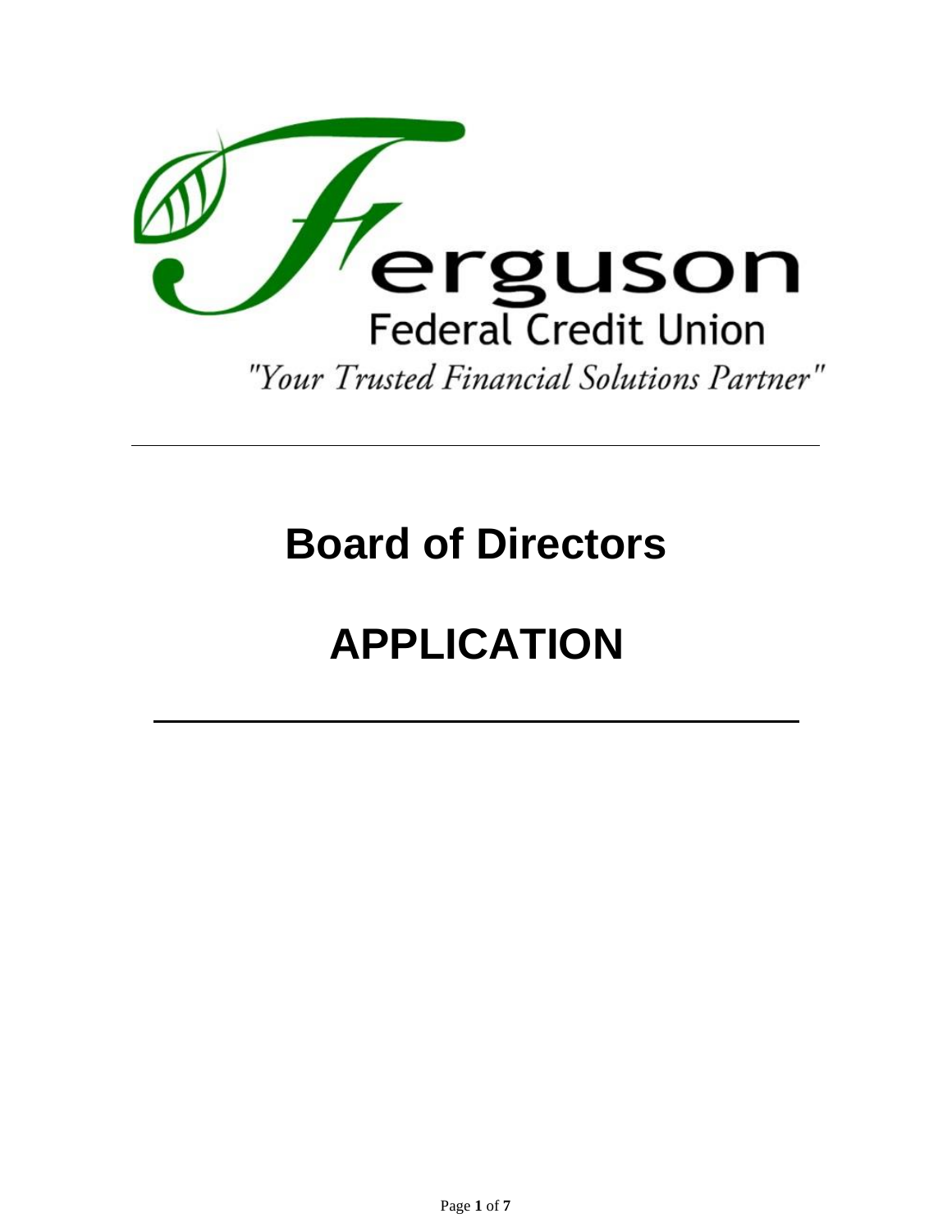Ferguson

Federal Credit Union

*"Your Trusted Financial Solutions Partner"*

---

# Board of Directors

# APPLICATION

---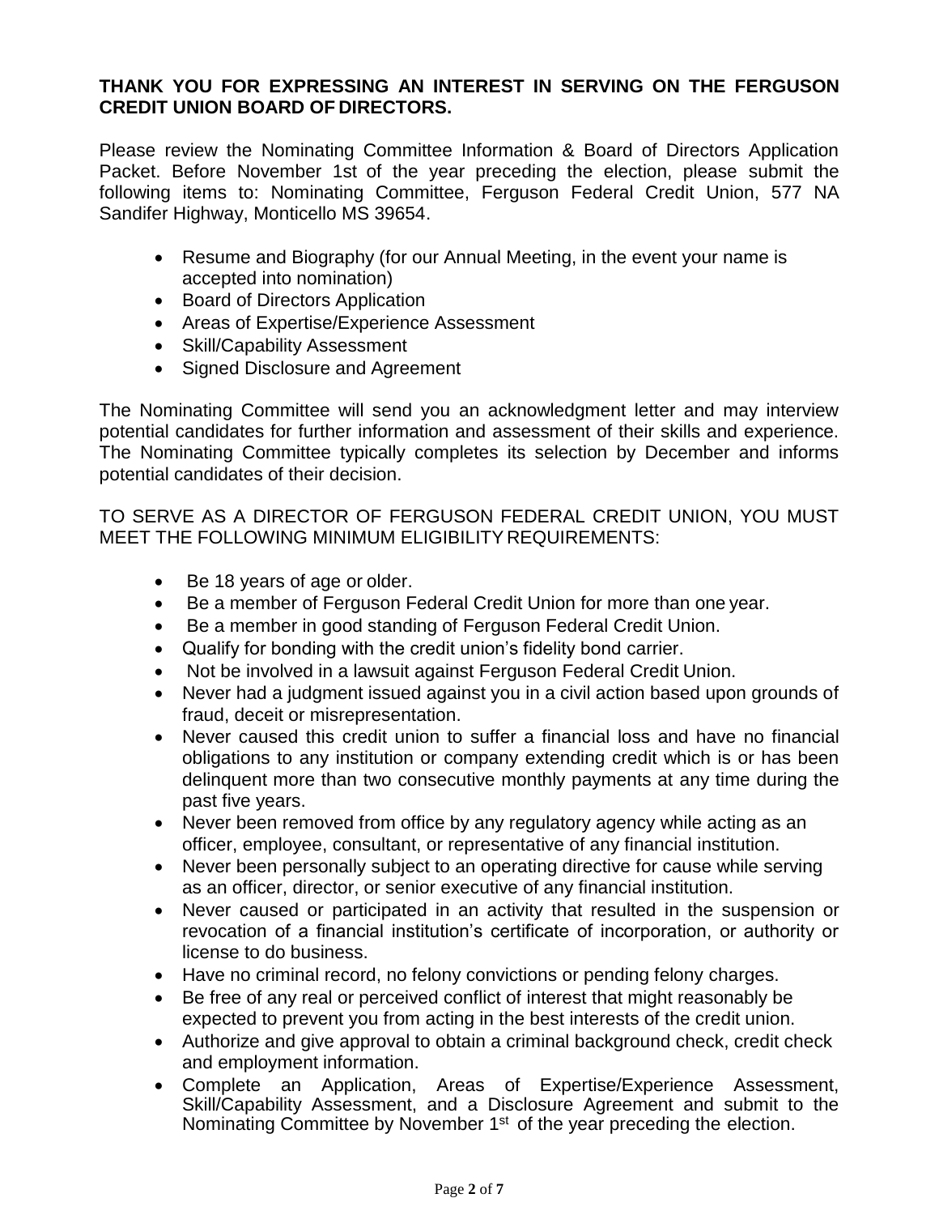**THANK YOU FOR EXPRESSING AN INTEREST IN SERVING ON THE FERGUSON CREDIT UNION BOARD OF DIRECTORS.**

Please review the Nominating Committee Information & Board of Directors Application Packet. Before November 1st of the year preceding the election, please submit the following items to: Nominating Committee, Ferguson Federal Credit Union, 577 NA Sandifer Highway, Monticello MS 39654.

- Resume and Biography (for our Annual Meeting, in the event your name is accepted into nomination)
- Board of Directors Application
- Areas of Expertise/Experience Assessment
- Skill/Capability Assessment
- Signed Disclosure and Agreement

The Nominating Committee will send you an acknowledgment letter and may interview potential candidates for further information and assessment of their skills and experience. The Nominating Committee typically completes its selection by December and informs potential candidates of their decision.

TO SERVE AS A DIRECTOR OF FERGUSON FEDERAL CREDIT UNION, YOU MUST MEET THE FOLLOWING MINIMUM ELIGIBILITY REQUIREMENTS:

- Be 18 years of age or older.
- Be a member of Ferguson Federal Credit Union for more than one year.
- Be a member in good standing of Ferguson Federal Credit Union.
- Qualify for bonding with the credit union's fidelity bond carrier.
- Not be involved in a lawsuit against Ferguson Federal Credit Union.
- Never had a judgment issued against you in a civil action based upon grounds of fraud, deceit or misrepresentation.
- Never caused this credit union to suffer a financial loss and have no financial obligations to any institution or company extending credit which is or has been delinquent more than two consecutive monthly payments at any time during the past five years.
- Never been removed from office by any regulatory agency while acting as an officer, employee, consultant, or representative of any financial institution.
- Never been personally subject to an operating directive for cause while serving as an officer, director, or senior executive of any financial institution.
- Never caused or participated in an activity that resulted in the suspension or revocation of a financial institution's certificate of incorporation, or authority or license to do business.
- Have no criminal record, no felony convictions or pending felony charges.
- Be free of any real or perceived conflict of interest that might reasonably be expected to prevent you from acting in the best interests of the credit union.
- Authorize and give approval to obtain a criminal background check, credit check and employment information.
- Complete an Application, Areas of Expertise/Experience Assessment, Skill/Capability Assessment, and a Disclosure Agreement and submit to the Nominating Committee by November 1st of the year preceding the election.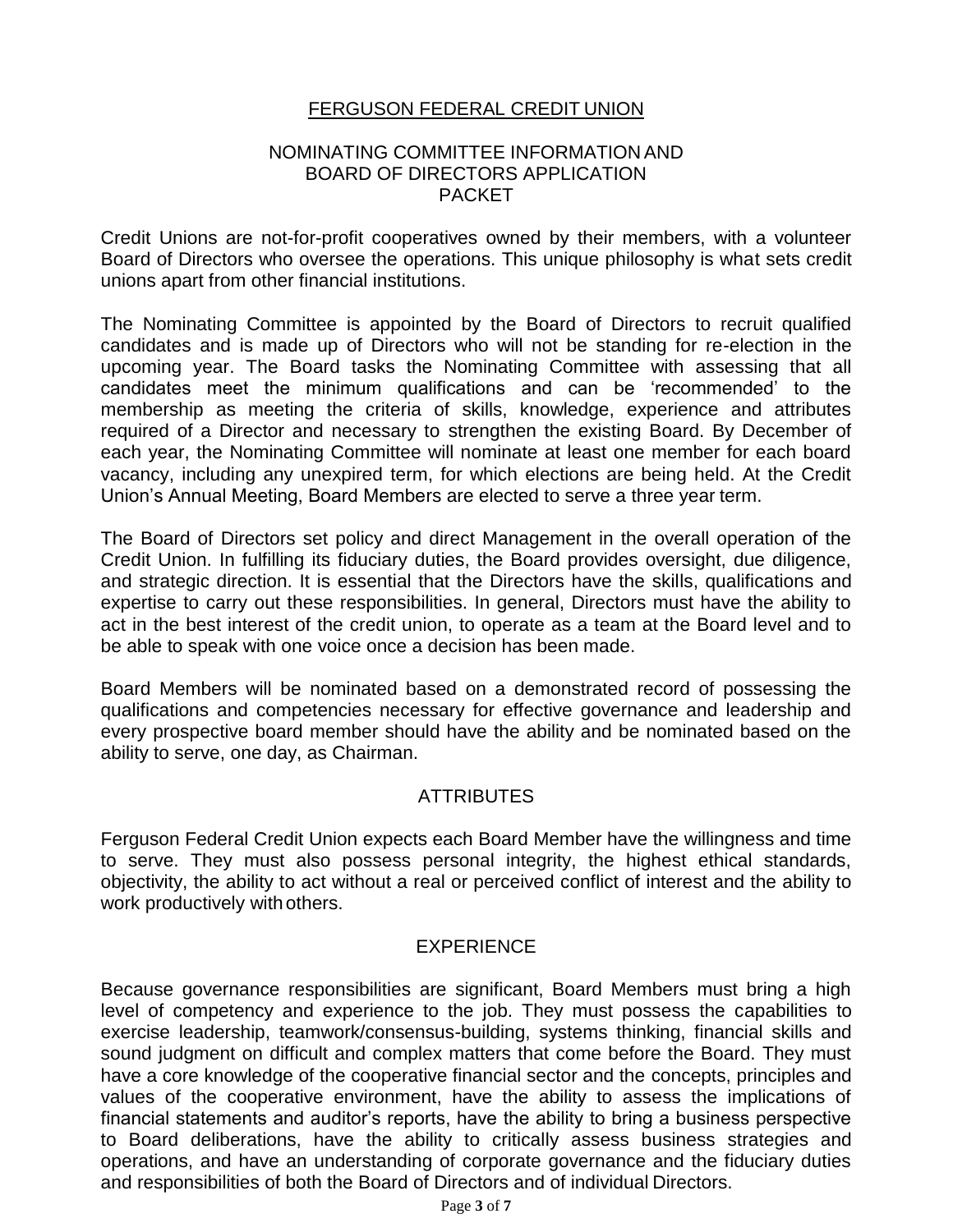# FERGUSON FEDERAL CREDIT UNION

## NOMINATING COMMITTEE INFORMATION AND BOARD OF DIRECTORS APPLICATION PACKET

Credit Unions are not-for-profit cooperatives owned by their members, with a volunteer Board of Directors who oversee the operations. This unique philosophy is what sets credit unions apart from other financial institutions.

The Nominating Committee is appointed by the Board of Directors to recruit qualified candidates and is made up of Directors who will not be standing for re-election in the upcoming year. The Board tasks the Nominating Committee with assessing that all candidates meet the minimum qualifications and can be 'recommended' to the membership as meeting the criteria of skills, knowledge, experience and attributes required of a Director and necessary to strengthen the existing Board. By December of each year, the Nominating Committee will nominate at least one member for each board vacancy, including any unexpired term, for which elections are being held. At the Credit Union's Annual Meeting, Board Members are elected to serve a three year term.

The Board of Directors set policy and direct Management in the overall operation of the Credit Union. In fulfilling its fiduciary duties, the Board provides oversight, due diligence, and strategic direction. It is essential that the Directors have the skills, qualifications and expertise to carry out these responsibilities. In general, Directors must have the ability to act in the best interest of the credit union, to operate as a team at the Board level and to be able to speak with one voice once a decision has been made.

Board Members will be nominated based on a demonstrated record of possessing the qualifications and competencies necessary for effective governance and leadership and every prospective board member should have the ability and be nominated based on the ability to serve, one day, as Chairman.

### ATTRIBUTES

Ferguson Federal Credit Union expects each Board Member have the willingness and time to serve. They must also possess personal integrity, the highest ethical standards, objectivity, the ability to act without a real or perceived conflict of interest and the ability to work productively with others.

### EXPERIENCE

Because governance responsibilities are significant, Board Members must bring a high level of competency and experience to the job. They must possess the capabilities to exercise leadership, teamwork/consensus-building, systems thinking, financial skills and sound judgment on difficult and complex matters that come before the Board. They must have a core knowledge of the cooperative financial sector and the concepts, principles and values of the cooperative environment, have the ability to assess the implications of financial statements and auditor's reports, have the ability to bring a business perspective to Board deliberations, have the ability to critically assess business strategies and operations, and have an understanding of corporate governance and the fiduciary duties and responsibilities of both the Board of Directors and of individual Directors.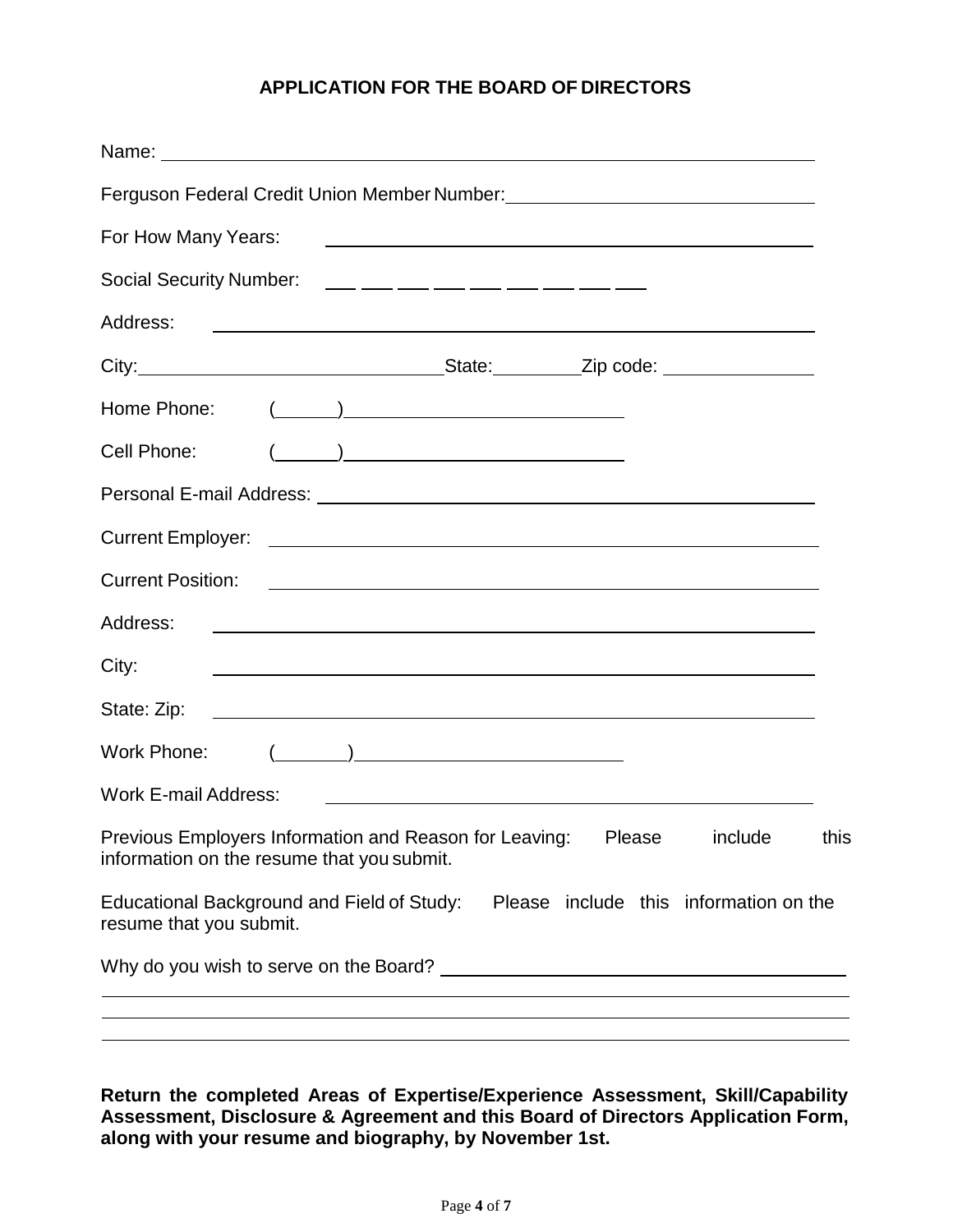# APPLICATION FOR THE BOARD OF DIRECTORS

Name: ________________________________________________________________

Ferguson Federal Credit Union Member Number: ______________________________

For How Many Years: ______________________________________________

Social Security Number: ___ ___ ___ ___ ___ ___ ___ ___ ___

Address: ______________________________________________________

City: ______________________________ State: _________ Zip code: _______________

Home Phone: (______) ___________________________

Cell Phone: (______) ___________________________

Personal E-mail Address: ________________________________________________

Current Employer: _____________________________________________________

Current Position: _____________________________________________________

Address: ______________________________________________________

City: ______________________________________________________

State: Zip: ______________________________________________________

Work Phone: (_______) ___________________________

Work E-mail Address: _____________________________________________

Previous Employers Information and Reason for Leaving: Please include this information on the resume that you submit.

Educational Background and Field of Study: Please include this information on the resume that you submit.

Why do you wish to serve on the Board? ________________________________________

________________________________________________________________________

________________________________________________________________________

________________________________________________________________________

**Return the completed Areas of Expertise/Experience Assessment, Skill/Capability Assessment, Disclosure & Agreement and this Board of Directors Application Form, along with your resume and biography, by November 1st.**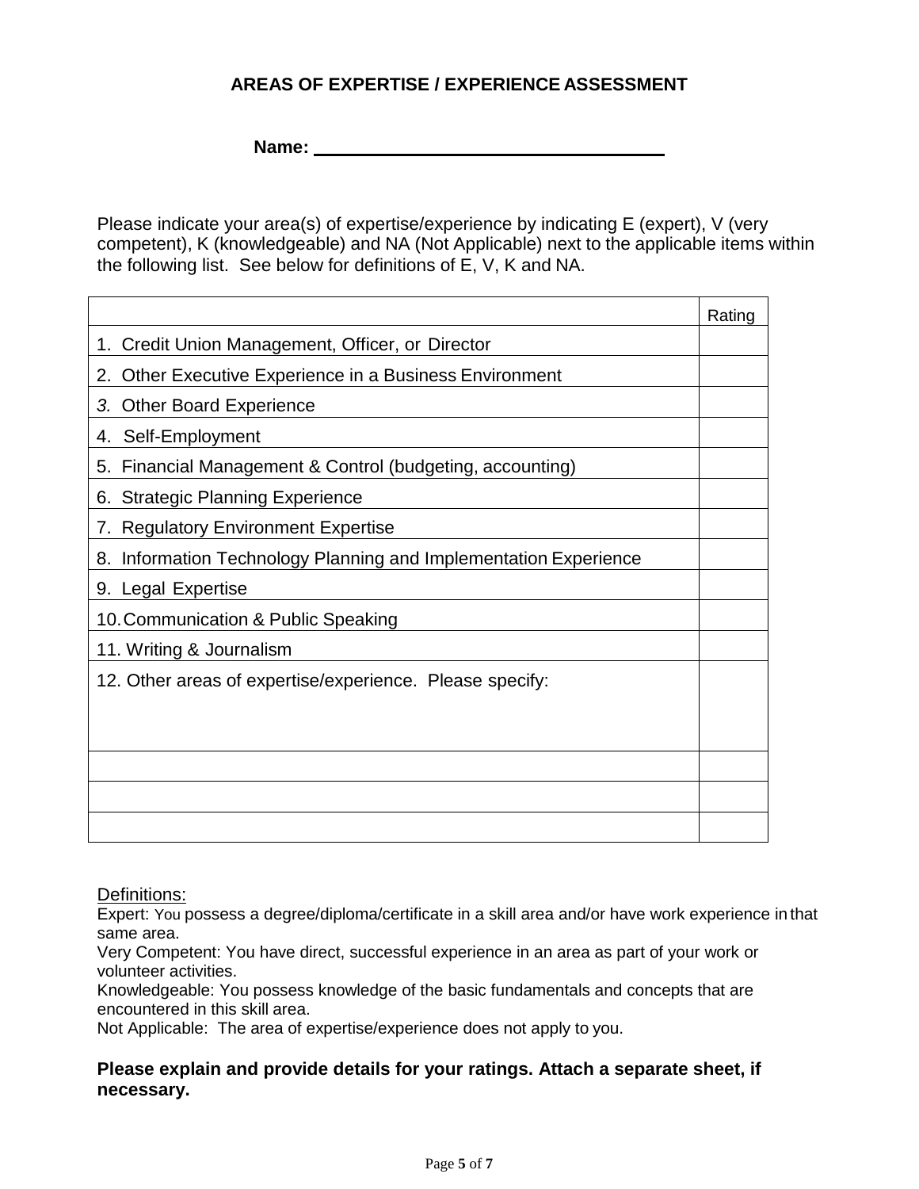## AREAS OF EXPERTISE / EXPERIENCE ASSESSMENT

**Name:** ___________________________________

Please indicate your area(s) of expertise/experience by indicating E (expert), V (very competent), K (knowledgeable) and NA (Not Applicable) next to the applicable items within the following list. See below for definitions of E, V, K and NA.

| | Rating |
|---|---|
| 1. Credit Union Management, Officer, or Director | |
| 2. Other Executive Experience in a Business Environment | |
| *3.* Other Board Experience | |
| 4. Self-Employment | |
| 5. Financial Management & Control (budgeting, accounting) | |
| 6. Strategic Planning Experience | |
| 7. Regulatory Environment Expertise | |
| 8. Information Technology Planning and Implementation Experience | |
| 9. Legal Expertise | |
| 10. Communication & Public Speaking | |
| 11. Writing & Journalism | |
| 12. Other areas of expertise/experience. Please specify: | |
| | |
| | |
| | |

Definitions:

Expert: You possess a degree/diploma/certificate in a skill area and/or have work experience in that same area.

Very Competent: You have direct, successful experience in an area as part of your work or volunteer activities.

Knowledgeable: You possess knowledge of the basic fundamentals and concepts that are encountered in this skill area.

Not Applicable: The area of expertise/experience does not apply to you.

**Please explain and provide details for your ratings. Attach a separate sheet, if necessary.**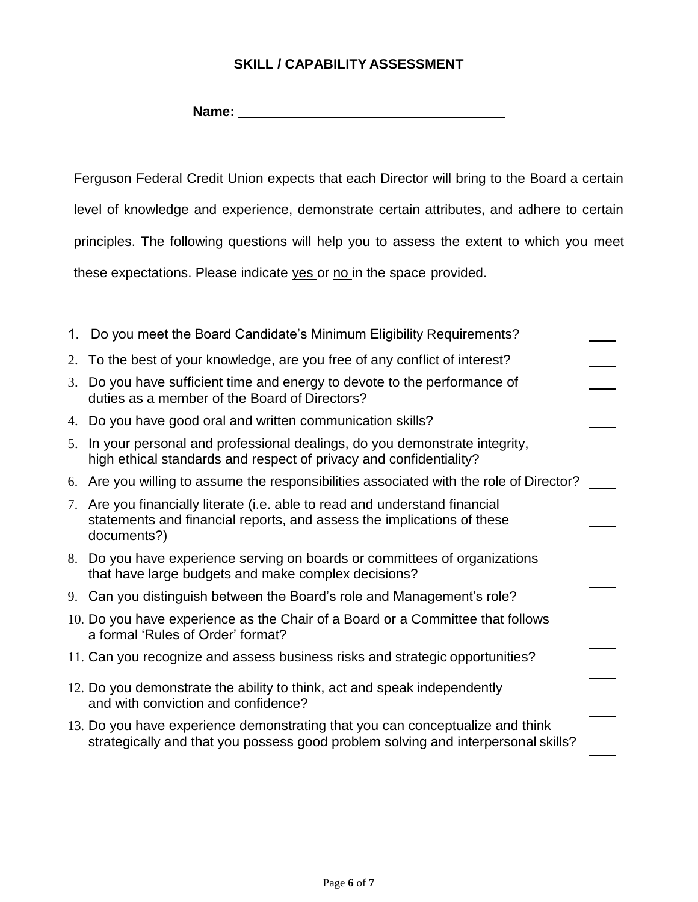## SKILL / CAPABILITY ASSESSMENT

**Name:** ____________________________________

Ferguson Federal Credit Union expects that each Director will bring to the Board a certain level of knowledge and experience, demonstrate certain attributes, and adhere to certain principles. The following questions will help you to assess the extent to which you meet these expectations. Please indicate yes or no in the space provided.

1. Do you meet the Board Candidate's Minimum Eligibility Requirements? ____
2. To the best of your knowledge, are you free of any conflict of interest? ____
3. Do you have sufficient time and energy to devote to the performance of duties as a member of the Board of Directors? ____
4. Do you have good oral and written communication skills? ____
5. In your personal and professional dealings, do you demonstrate integrity, high ethical standards and respect of privacy and confidentiality? ____
6. Are you willing to assume the responsibilities associated with the role of Director? ____
7. Are you financially literate (i.e. able to read and understand financial statements and financial reports, and assess the implications of these documents?) ____
8. Do you have experience serving on boards or committees of organizations that have large budgets and make complex decisions? ____
9. Can you distinguish between the Board's role and Management's role? ____
10. Do you have experience as the Chair of a Board or a Committee that follows a formal 'Rules of Order' format? ____
11. Can you recognize and assess business risks and strategic opportunities? ____
12. Do you demonstrate the ability to think, act and speak independently and with conviction and confidence? ____
13. Do you have experience demonstrating that you can conceptualize and think strategically and that you possess good problem solving and interpersonal skills? ____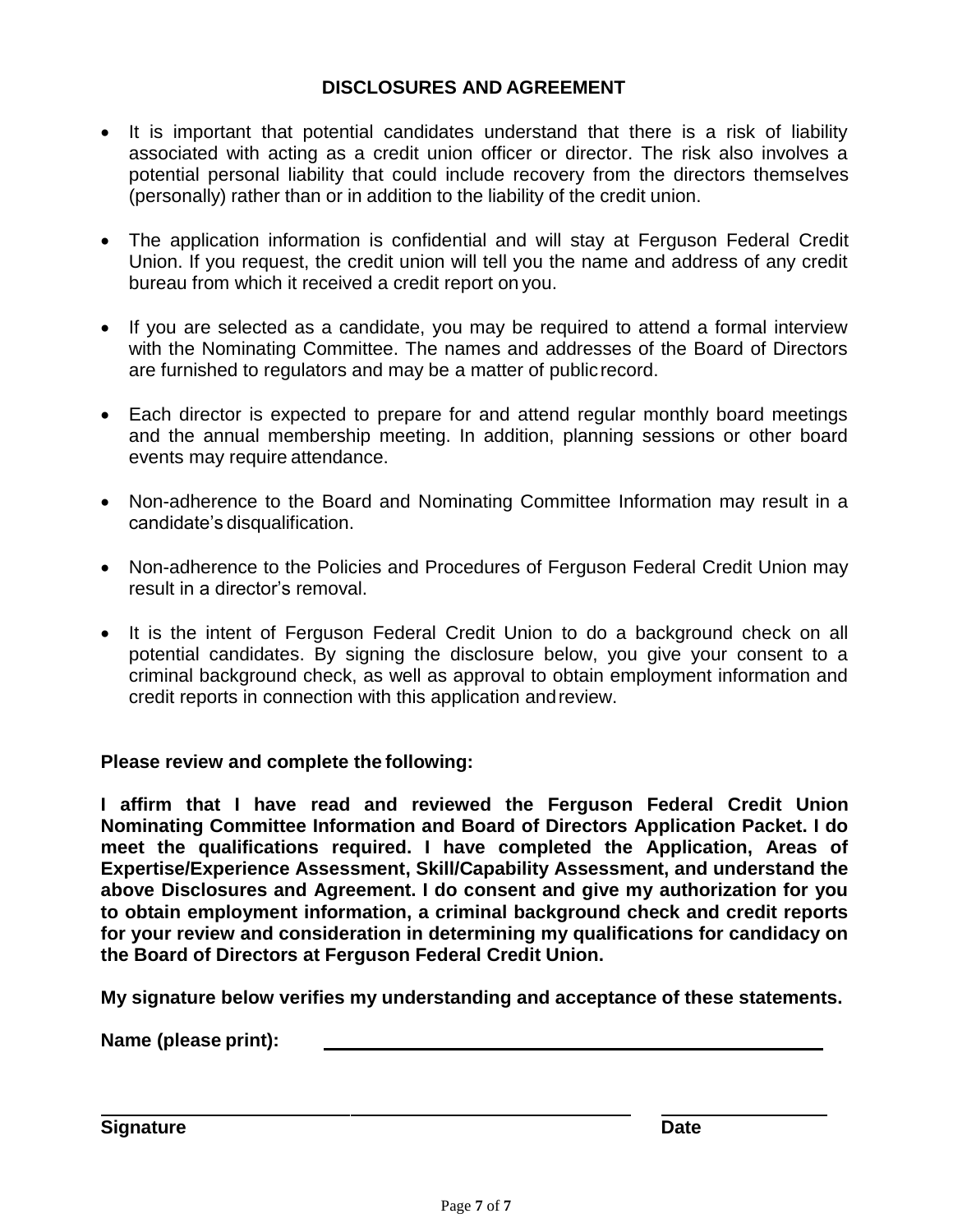## DISCLOSURES AND AGREEMENT

- It is important that potential candidates understand that there is a risk of liability associated with acting as a credit union officer or director. The risk also involves a potential personal liability that could include recovery from the directors themselves (personally) rather than or in addition to the liability of the credit union.
- The application information is confidential and will stay at Ferguson Federal Credit Union. If you request, the credit union will tell you the name and address of any credit bureau from which it received a credit report on you.
- If you are selected as a candidate, you may be required to attend a formal interview with the Nominating Committee. The names and addresses of the Board of Directors are furnished to regulators and may be a matter of public record.
- Each director is expected to prepare for and attend regular monthly board meetings and the annual membership meeting. In addition, planning sessions or other board events may require attendance.
- Non-adherence to the Board and Nominating Committee Information may result in a candidate's disqualification.
- Non-adherence to the Policies and Procedures of Ferguson Federal Credit Union may result in a director's removal.
- It is the intent of Ferguson Federal Credit Union to do a background check on all potential candidates. By signing the disclosure below, you give your consent to a criminal background check, as well as approval to obtain employment information and credit reports in connection with this application and review.

**Please review and complete the following:**

**I affirm that I have read and reviewed the Ferguson Federal Credit Union Nominating Committee Information and Board of Directors Application Packet. I do meet the qualifications required. I have completed the Application, Areas of Expertise/Experience Assessment, Skill/Capability Assessment, and understand the above Disclosures and Agreement. I do consent and give my authorization for you to obtain employment information, a criminal background check and credit reports for your review and consideration in determining my qualifications for candidacy on the Board of Directors at Ferguson Federal Credit Union.**

**My signature below verifies my understanding and acceptance of these statements.**

**Name (please print):** ______________________________

______________________________ ______________

**Signature** **Date**